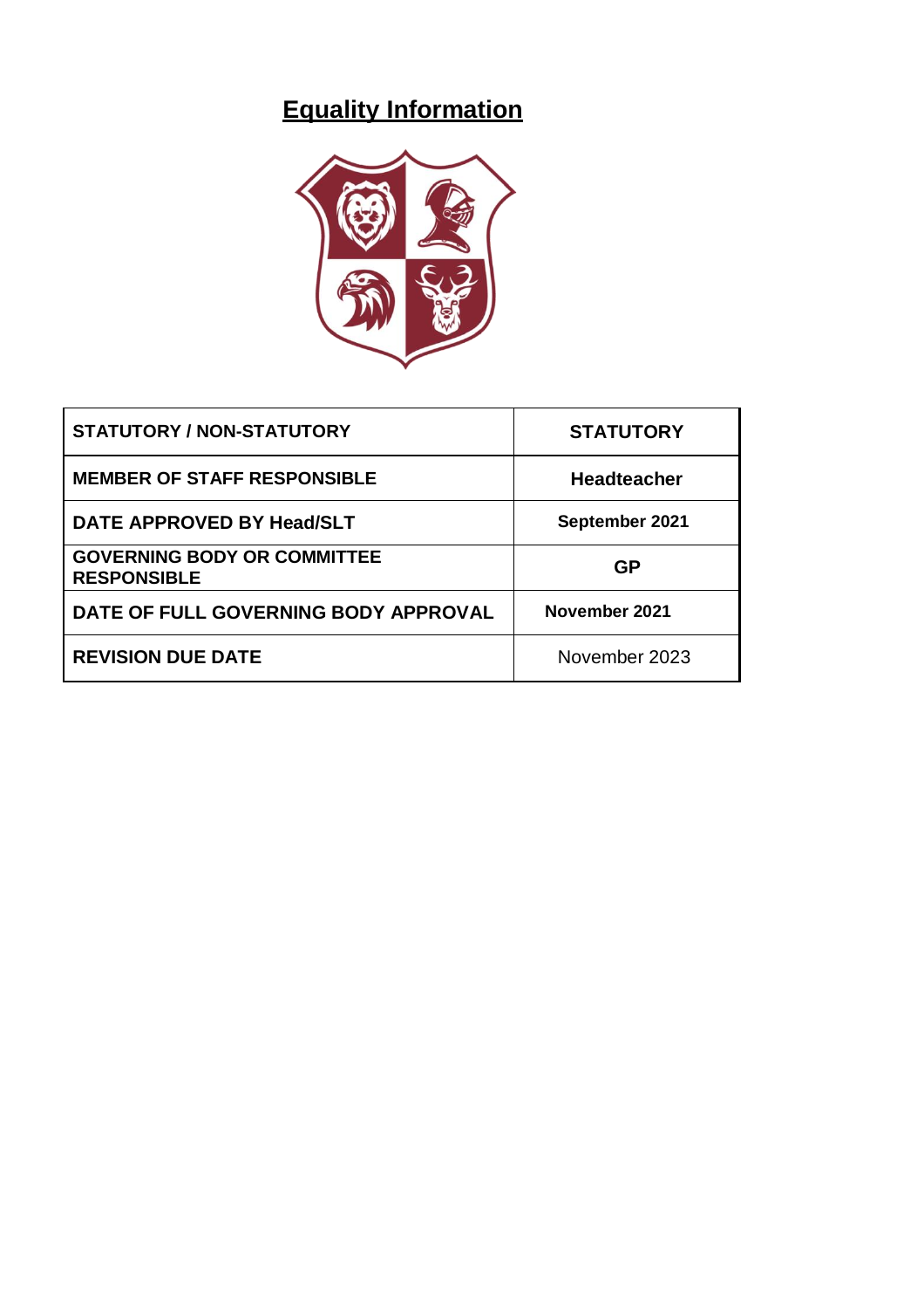# Equality Information

| STATUTORY / NON-STATUTORY | STATUTORY |
|---|---|
| MEMBER OF STAFF RESPONSIBLE | Headteacher |
| DATE APPROVED BY Head/SLT | September 2021 |
| GOVERNING BODY OR COMMITTEE RESPONSIBLE | GP |
| DATE OF FULL GOVERNING BODY APPROVAL | November 2021 |
| REVISION DUE DATE | November 2023 |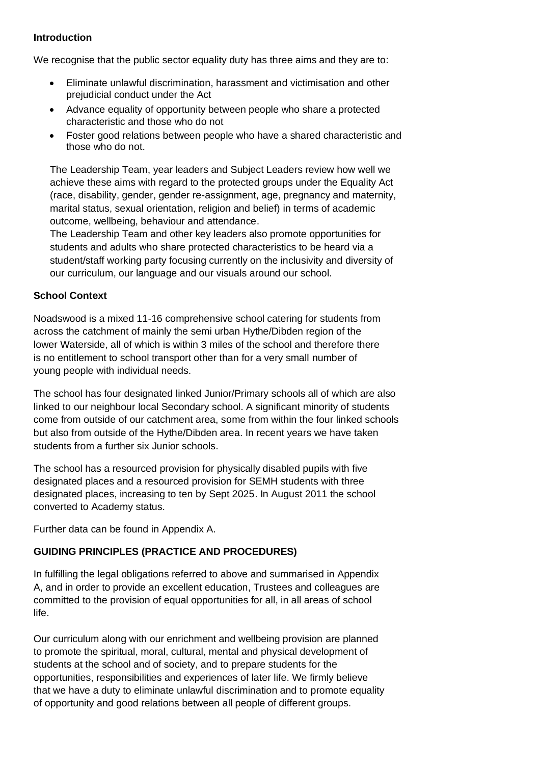**Introduction**

We recognise that the public sector equality duty has three aims and they are to:

- Eliminate unlawful discrimination, harassment and victimisation and other prejudicial conduct under the Act
- Advance equality of opportunity between people who share a protected characteristic and those who do not
- Foster good relations between people who have a shared characteristic and those who do not.

The Leadership Team, year leaders and Subject Leaders review how well we achieve these aims with regard to the protected groups under the Equality Act (race, disability, gender, gender re-assignment, age, pregnancy and maternity, marital status, sexual orientation, religion and belief) in terms of academic outcome, wellbeing, behaviour and attendance.
The Leadership Team and other key leaders also promote opportunities for students and adults who share protected characteristics to be heard via a student/staff working party focusing currently on the inclusivity and diversity of our curriculum, our language and our visuals around our school.

**School Context**

Noadswood is a mixed 11-16 comprehensive school catering for students from across the catchment of mainly the semi urban Hythe/Dibden region of the lower Waterside, all of which is within 3 miles of the school and therefore there is no entitlement to school transport other than for a very small number of young people with individual needs.

The school has four designated linked Junior/Primary schools all of which are also linked to our neighbour local Secondary school. A significant minority of students come from outside of our catchment area, some from within the four linked schools but also from outside of the Hythe/Dibden area. In recent years we have taken students from a further six Junior schools.

The school has a resourced provision for physically disabled pupils with five designated places and a resourced provision for SEMH students with three designated places, increasing to ten by Sept 2025. In August 2011 the school converted to Academy status.

Further data can be found in Appendix A.

**GUIDING PRINCIPLES (PRACTICE AND PROCEDURES)**

In fulfilling the legal obligations referred to above and summarised in Appendix A, and in order to provide an excellent education, Trustees and colleagues are committed to the provision of equal opportunities for all, in all areas of school life.

Our curriculum along with our enrichment and wellbeing provision are planned to promote the spiritual, moral, cultural, mental and physical development of students at the school and of society, and to prepare students for the opportunities, responsibilities and experiences of later life. We firmly believe that we have a duty to eliminate unlawful discrimination and to promote equality of opportunity and good relations between all people of different groups.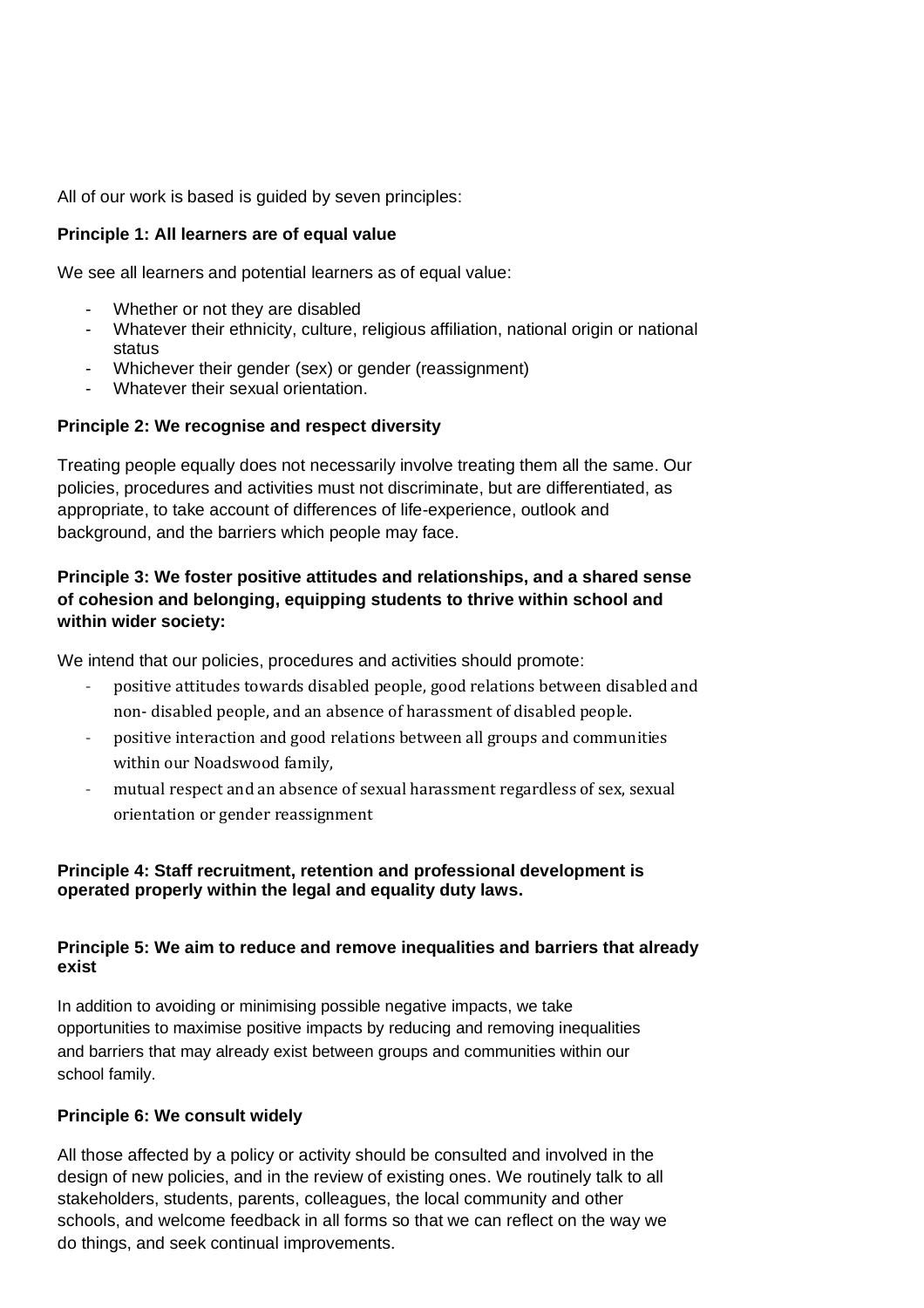All of our work is based is guided by seven principles:

**Principle 1: All learners are of equal value**

We see all learners and potential learners as of equal value:

- Whether or not they are disabled
- Whatever their ethnicity, culture, religious affiliation, national origin or national status
- Whichever their gender (sex) or gender (reassignment)
- Whatever their sexual orientation.

**Principle 2: We recognise and respect diversity**

Treating people equally does not necessarily involve treating them all the same. Our policies, procedures and activities must not discriminate, but are differentiated, as appropriate, to take account of differences of life-experience, outlook and background, and the barriers which people may face.

**Principle 3: We foster positive attitudes and relationships, and a shared sense of cohesion and belonging, equipping students to thrive within school and within wider society:**

We intend that our policies, procedures and activities should promote:

- positive attitudes towards disabled people, good relations between disabled and non- disabled people, and an absence of harassment of disabled people.
- positive interaction and good relations between all groups and communities within our Noadswood family,
- mutual respect and an absence of sexual harassment regardless of sex, sexual orientation or gender reassignment

**Principle 4: Staff recruitment, retention and professional development is operated properly within the legal and equality duty laws.**

**Principle 5: We aim to reduce and remove inequalities and barriers that already exist**

In addition to avoiding or minimising possible negative impacts, we take opportunities to maximise positive impacts by reducing and removing inequalities and barriers that may already exist between groups and communities within our school family.

**Principle 6: We consult widely**

All those affected by a policy or activity should be consulted and involved in the design of new policies, and in the review of existing ones. We routinely talk to all stakeholders, students, parents, colleagues, the local community and other schools, and welcome feedback in all forms so that we can reflect on the way we do things, and seek continual improvements.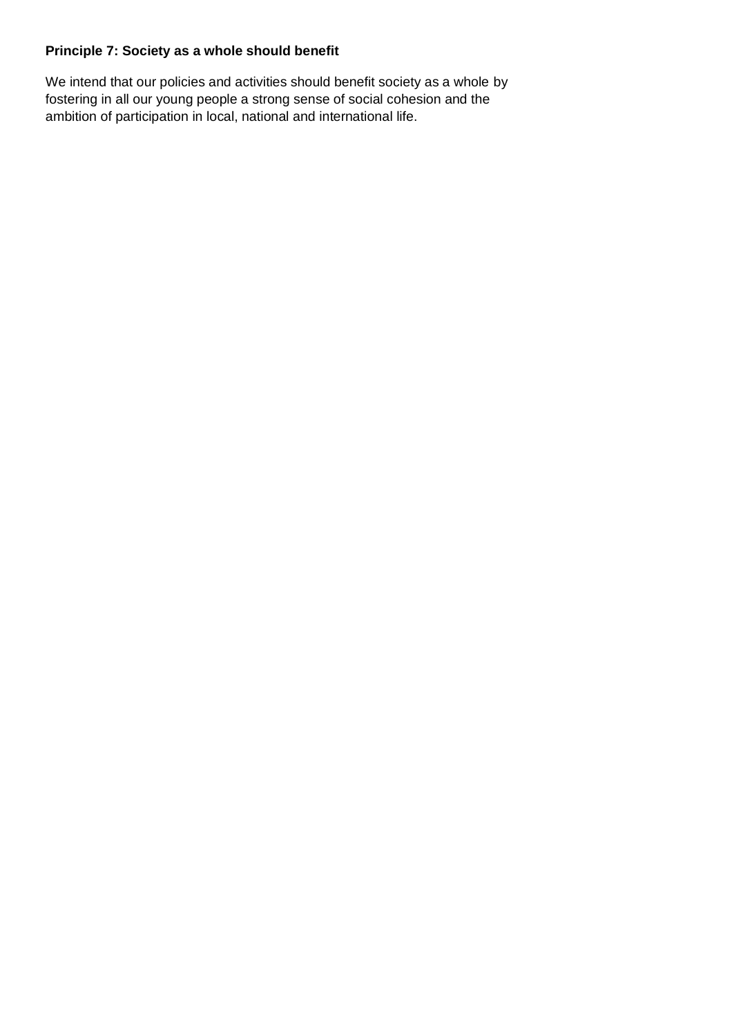**Principle 7: Society as a whole should benefit**

We intend that our policies and activities should benefit society as a whole by fostering in all our young people a strong sense of social cohesion and the ambition of participation in local, national and international life.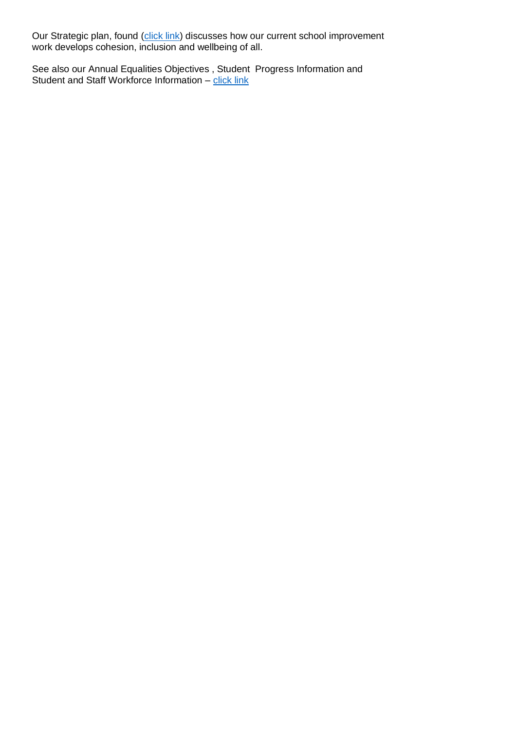Our Strategic plan, found ([click link]) discusses how our current school improvement work develops cohesion, inclusion and wellbeing of all.

See also our Annual Equalities Objectives , Student Progress Information and Student and Staff Workforce Information – [click link]